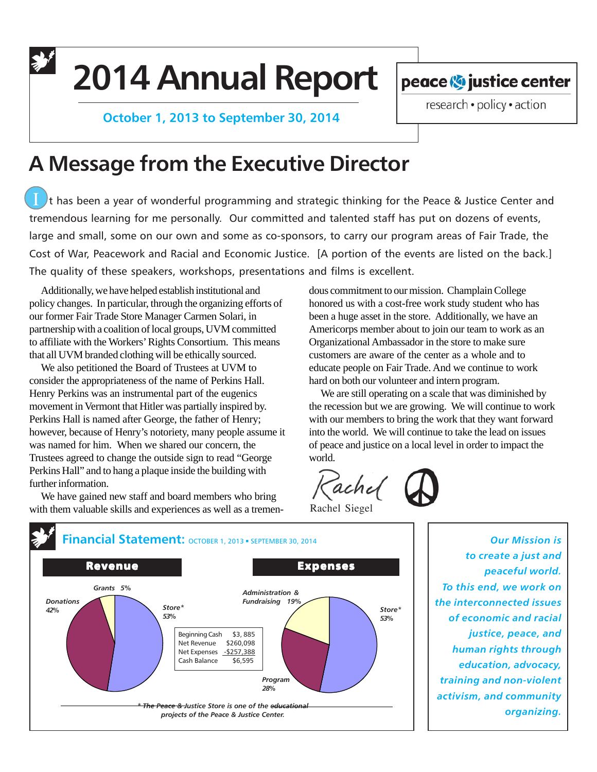# 2014 Annual Report

**October 1, 2013 to September 30, 2014**

peace & justice center

research • policy • action

## A Message from the Executive Director

It has been a year of wonderful programming and strategic thinking for the Peace & Justice Center and tremendous learning for me personally. Our committed and talented staff has put on dozens of events, large and small, some on our own and some as co-sponsors, to carry our program areas of Fair Trade, the Cost of War, Peacework and Racial and Economic Justice. [A portion of the events are listed on the back.] The quality of these speakers, workshops, presentations and films is excellent.

Additionally, we have helped establish institutional and policy changes. In particular, through the organizing efforts of our former Fair Trade Store Manager Carmen Solari, in partnership with a coalition of local groups, UVM committed to affiliate with the Workers' Rights Consortium. This means that all UVM branded clothing will be ethically sourced.

We also petitioned the Board of Trustees at UVM to consider the appropriateness of the name of Perkins Hall. Henry Perkins was an instrumental part of the eugenics movement in Vermont that Hitler was partially inspired by. Perkins Hall is named after George, the father of Henry; however, because of Henry's notoriety, many people assume it was named for him. When we shared our concern, the Trustees agreed to change the outside sign to read "George Perkins Hall" and to hang a plaque inside the building with further information.

We have gained new staff and board members who bring with them valuable skills and experiences as well as a tremendous commitment to our mission. Champlain College honored us with a cost-free work study student who has been a huge asset in the store. Additionally, we have an Americorps member about to join our team to work as an Organizational Ambassador in the store to make sure customers are aware of the center as a whole and to educate people on Fair Trade. And we continue to work hard on both our volunteer and intern program.

We are still operating on a scale that was diminished by the recession but we are growing. We will continue to work with our members to bring the work that they want forward into the world. We will continue to take the lead on issues of peace and justice on a local level in order to impact the world.

Rachel

Rachel Siegel

## Financial Statement: OCTOBER 1, 2013 ▪ SEPTEMBER 30, 2014

**Revenue**

- Store* 53%
- Donations 42%
- Grants 5%

**Expenses**

- Store* 53%
- Program 28%
- Administration & Fundraising 19%

| | |
|---|---|
| Beginning Cash | $3, 885 |
| Net Revenue | $260,098 |
| Net Expenses | -$257,388 |
| Cash Balance | $6,595 |

*\* The Peace & Justice Store is one of the educational projects of the Peace & Justice Center.*

*Our Mission is to create a just and peaceful world. To this end, we work on the interconnected issues of economic and racial justice, peace, and human rights through education, advocacy, training and non-violent activism, and community organizing.*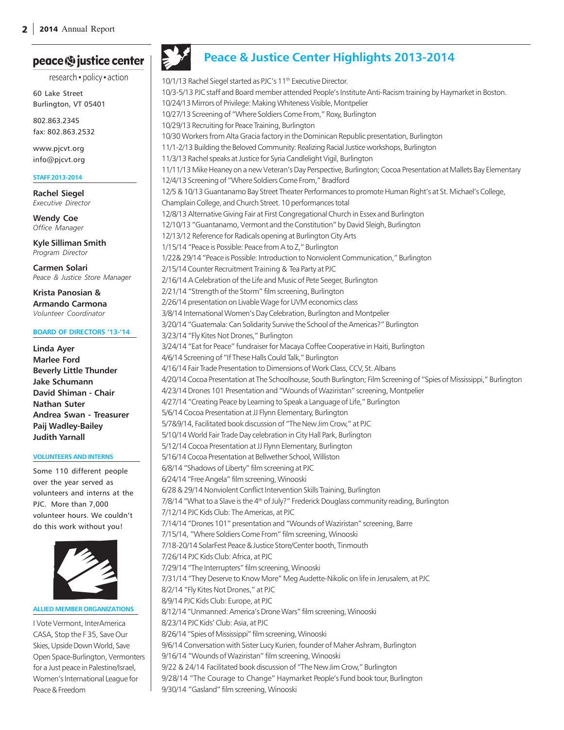peace justice center

research • policy • action

60 Lake Street
Burlington, VT 05401

802.863.2345
fax: 802.863.2532

www.pjcvt.org
info@pjcvt.org

**STAFF 2013-2014**

**Rachel Siegel**
*Executive Director*

**Wendy Coe**
*Office Manager*

**Kyle Silliman Smith**
*Program Director*

**Carmen Solari**
*Peace & Justice Store Manager*

**Krista Panosian & Armando Carmona**
*Volunteer Coordinator*

**BOARD OF DIRECTORS '13-'14**

**Linda Ayer**
**Marlee Ford**
**Beverly Little Thunder**
**Jake Schumann**
**David Shiman - Chair**
**Nathan Suter**
**Andrea Swan - Treasurer**
**Paij Wadley-Bailey**
**Judith Yarnall**

**VOLUNTEERS AND INTERNS**

Some 110 different people over the year served as volunteers and interns at the PJC. More than 7,000 volunteer hours. We couldn't do this work without you!

**ALLIED MEMBER ORGANIZATIONS**

I Vote Vermont, InterAmerica CASA, Stop the F 35, Save Our Skies, Upside Down World, Save Open Space-Burlington, Vermonters for a Just peace in Palestine/Israel, Women's International League for Peace & Freedom

## Peace & Justice Center Highlights 2013-2014

10/1/13 Rachel Siegel started as PJC's 11th Executive Director.
10/3-5/13 PJC staff and Board member attended People's Institute Anti-Racism training by Haymarket in Boston.
10/24/13 Mirrors of Privilege: Making Whiteness Visible, Montpelier
10/27/13 Screening of "Where Soldiers Come From," Roxy, Burlington
10/29/13 Recruiting for Peace Training, Burlington
10/30 Workers from Alta Gracia factory in the Dominican Republic presentation, Burlington
11/1-2/13 Building the Beloved Community: Realizing Racial Justice workshops, Burlington
11/3/13 Rachel speaks at Justice for Syria Candlelight Vigil, Burlington
11/11/13 Mike Heaney on a new Veteran's Day Perspective, Burlington; Cocoa Presentation at Mallets Bay Elementary
12/4/13 Screening of "Where Soldiers Come From," Bradford
12/5 & 10/13 Guantanamo Bay Street Theater Performances to promote Human Right's at St. Michael's College, Champlain College, and Church Street. 10 performances total
12/8/13 Alternative Giving Fair at First Congregational Church in Essex and Burlington
12/10/13 "Guantanamo, Vermont and the Constitution" by David Sleigh, Burlington
12/13/12 Reference for Radicals opening at Burlington City Arts
1/15/14 "Peace is Possible: Peace from A to Z," Burlington
1/22& 29/14 "Peace is Possible: Introduction to Nonviolent Communication," Burlington
2/15/14 Counter Recruitment Training & Tea Party at PJC
2/16/14 A Celebration of the Life and Music of Pete Seeger, Burlington
2/21/14 "Strength of the Storm" film screening, Burlington
2/26/14 presentation on Livable Wage for UVM economics class
3/8/14 International Women's Day Celebration, Burlington and Montpelier
3/20/14 "Guatemala: Can Solidarity Survive the School of the Americas?" Burlington
3/23/14 "Fly Kites Not Drones," Burlington
3/24/14 "Eat for Peace" fundraiser for Macaya Coffee Cooperative in Haiti, Burlington
4/6/14 Screening of "If These Halls Could Talk," Burlington
4/16/14 Fair Trade Presentation to Dimensions of Work Class, CCV, St. Albans
4/20/14 Cocoa Presentation at The Schoolhouse, South Burlington; Film Screening of "Spies of Mississippi," Burlington
4/23/14 Drones 101 Presentation and "Wounds of Waziristan" screening, Montpelier
4/27/14 "Creating Peace by Learning to Speak a Language of Life," Burlington
5/6/14 Cocoa Presentation at JJ Flynn Elementary, Burlington
5/7&9/14, Facilitated book discussion of "The New Jim Crow," at PJC
5/10/14 World Fair Trade Day celebration in City Hall Park, Burlington
5/12/14 Cocoa Presentation at JJ Flynn Elementary, Burlington
5/16/14 Cocoa Presentation at Bellwether School, Williston
6/8/14 "Shadows of Liberty" film screening at PJC
6/24/14 "Free Angela" film screening, Winooski
6/28 & 29/14 Nonviolent Conflict Intervention Skills Training, Burlington
7/8/14 "What to a Slave is the 4th of July?" Frederick Douglass community reading, Burlington
7/12/14 PJC Kids Club: The Americas, at PJC
7/14/14 "Drones 101" presentation and "Wounds of Waziristan" screening, Barre
7/15/14, "Where Soldiers Come From" film screening, Winooski
7/18-20/14 SolarFest Peace & Justice Store/Center booth, Tinmouth
7/26/14 PJC Kids Club: Africa, at PJC
7/29/14 "The Interrupters" film screening, Winooski
7/31/14 "They Deserve to Know More" Meg Audette-Nikolic on life in Jerusalem, at PJC
8/2/14 "Fly Kites Not Drones," at PJC
8/9/14 PJC Kids Club: Europe, at PJC
8/12/14 "Unmanned: America's Drone Wars" film screening, Winooski
8/23/14 PJC Kids' Club: Asia, at PJC
8/26/14 "Spies of Mississippi" film screening, Winooski
9/6/14 Conversation with Sister Lucy Kurien, founder of Maher Ashram, Burlington
9/16/14 "Wounds of Waziristan" film screening, Winooski
9/22 & 24/14 Facilitated book discussion of "The New Jim Crow," Burlington
9/28/14 "The Courage to Change" Haymarket People's Fund book tour, Burlington
9/30/14 "Gasland" film screening, Winooski